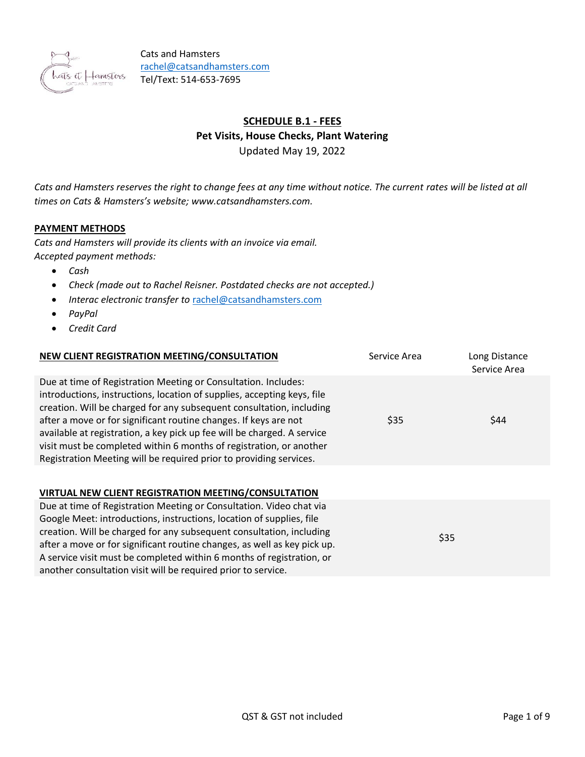Cats and Hamsters
rachel@catsandhamsters.com
Tel/Text: 514-653-7695

# SCHEDULE B.1 - FEES

## Pet Visits, House Checks, Plant Watering

Updated May 19, 2022

*Cats and Hamsters reserves the right to change fees at any time without notice. The current rates will be listed at all times on Cats & Hamsters's website; www.catsandhamsters.com.*

### PAYMENT METHODS

*Cats and Hamsters will provide its clients with an invoice via email.*
*Accepted payment methods:*

- *Cash*
- *Check (made out to Rachel Reisner. Postdated checks are not accepted.)*
- *Interac electronic transfer to rachel@catsandhamsters.com*
- *PayPal*
- *Credit Card*

| NEW CLIENT REGISTRATION MEETING/CONSULTATION | Service Area | Long Distance Service Area |
|---|---|---|
| Due at time of Registration Meeting or Consultation. Includes: introductions, instructions, location of supplies, accepting keys, file creation. Will be charged for any subsequent consultation, including after a move or for significant routine changes. If keys are not available at registration, a key pick up fee will be charged. A service visit must be completed within 6 months of registration, or another Registration Meeting will be required prior to providing services. | $35 | $44 |

| VIRTUAL NEW CLIENT REGISTRATION MEETING/CONSULTATION | |
|---|---|
| Due at time of Registration Meeting or Consultation. Video chat via Google Meet: introductions, instructions, location of supplies, file creation. Will be charged for any subsequent consultation, including after a move or for significant routine changes, as well as key pick up. A service visit must be completed within 6 months of registration, or another consultation visit will be required prior to service. | $35 |

QST & GST not included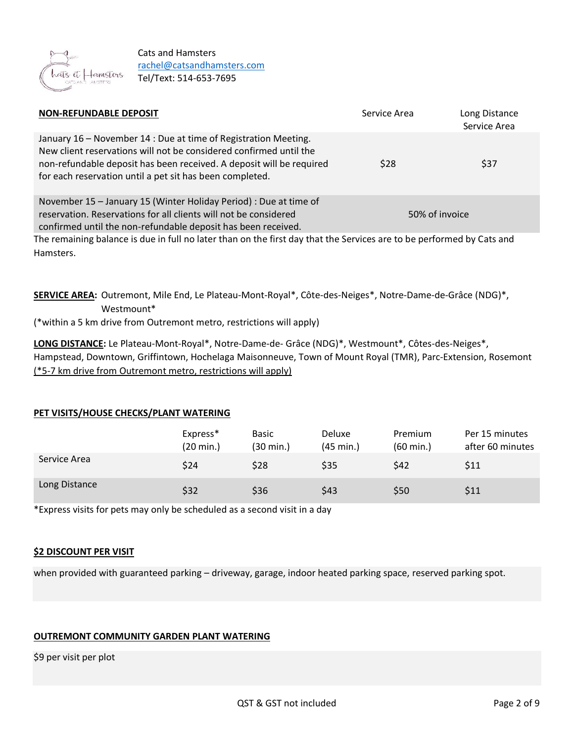Cats and Hamsters
rachel@catsandhamsters.com
Tel/Text: 514-653-7695

| **NON-REFUNDABLE DEPOSIT** | Service Area | Long Distance Service Area |
|---|---|---|
| January 16 – November 14 : Due at time of Registration Meeting. New client reservations will not be considered confirmed until the non-refundable deposit has been received. A deposit will be required for each reservation until a pet sit has been completed. | $28 | $37 |
| November 15 – January 15 (Winter Holiday Period) : Due at time of reservation. Reservations for all clients will not be considered confirmed until the non-refundable deposit has been received. | 50% of invoice | |

The remaining balance is due in full no later than on the first day that the Services are to be performed by Cats and Hamsters.

**SERVICE AREA:** Outremont, Mile End, Le Plateau-Mont-Royal*, Côte-des-Neiges*, Notre-Dame-de-Grâce (NDG)*, Westmount*
(*within a 5 km drive from Outremont metro, restrictions will apply)

**LONG DISTANCE:** Le Plateau-Mont-Royal*, Notre-Dame-de- Grâce (NDG)*, Westmount*, Côtes-des-Neiges*, Hampstead, Downtown, Griffintown, Hochelaga Maisonneuve, Town of Mount Royal (TMR), Parc-Extension, Rosemont
(*5-7 km drive from Outremont metro, restrictions will apply)

## PET VISITS/HOUSE CHECKS/PLANT WATERING

| | Express* (20 min.) | Basic (30 min.) | Deluxe (45 min.) | Premium (60 min.) | Per 15 minutes after 60 minutes |
|---|---|---|---|---|---|
| Service Area | $24 | $28 | $35 | $42 | $11 |
| Long Distance | $32 | $36 | $43 | $50 | $11 |

*Express visits for pets may only be scheduled as a second visit in a day

## $2 DISCOUNT PER VISIT

when provided with guaranteed parking – driveway, garage, indoor heated parking space, reserved parking spot.

## OUTREMONT COMMUNITY GARDEN PLANT WATERING

$9 per visit per plot

QST & GST not included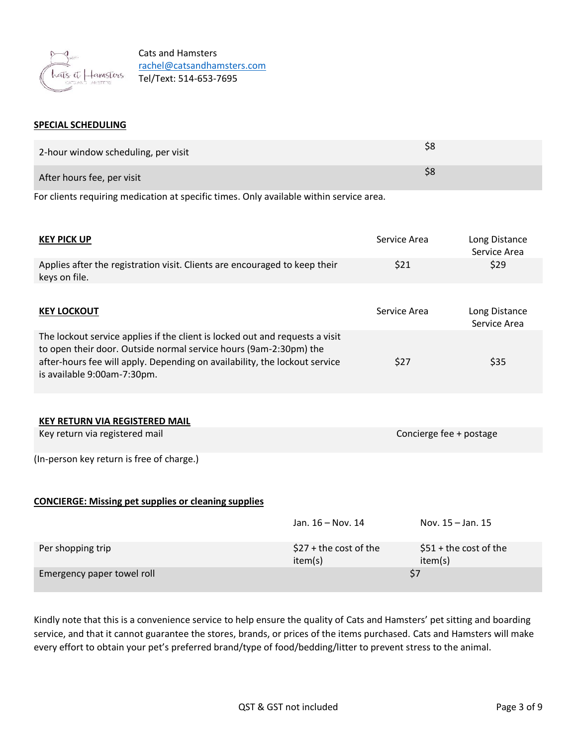Cats and Hamsters
rachel@catsandhamsters.com
Tel/Text: 514-653-7695

## SPECIAL SCHEDULING

| | |
|---|---|
| 2-hour window scheduling, per visit | $8 |
| After hours fee, per visit | $8 |

For clients requiring medication at specific times. Only available within service area.

| **KEY PICK UP** | Service Area | Long Distance Service Area |
|---|---|---|
| Applies after the registration visit. Clients are encouraged to keep their keys on file. | $21 | $29 |

| **KEY LOCKOUT** | Service Area | Long Distance Service Area |
|---|---|---|
| The lockout service applies if the client is locked out and requests a visit to open their door. Outside normal service hours (9am-2:30pm) the after-hours fee will apply. Depending on availability, the lockout service is available 9:00am-7:30pm. | $27 | $35 |

## KEY RETURN VIA REGISTERED MAIL

| | |
|---|---|
| Key return via registered mail | Concierge fee + postage |

(In-person key return is free of charge.)

## CONCIERGE: Missing pet supplies or cleaning supplies

| | Jan. 16 – Nov. 14 | Nov. 15 – Jan. 15 |
|---|---|---|
| Per shopping trip | $27 + the cost of the item(s) | $51 + the cost of the item(s) |
| Emergency paper towel roll | $7 | |

Kindly note that this is a convenience service to help ensure the quality of Cats and Hamsters' pet sitting and boarding service, and that it cannot guarantee the stores, brands, or prices of the items purchased. Cats and Hamsters will make every effort to obtain your pet's preferred brand/type of food/bedding/litter to prevent stress to the animal.

QST & GST not included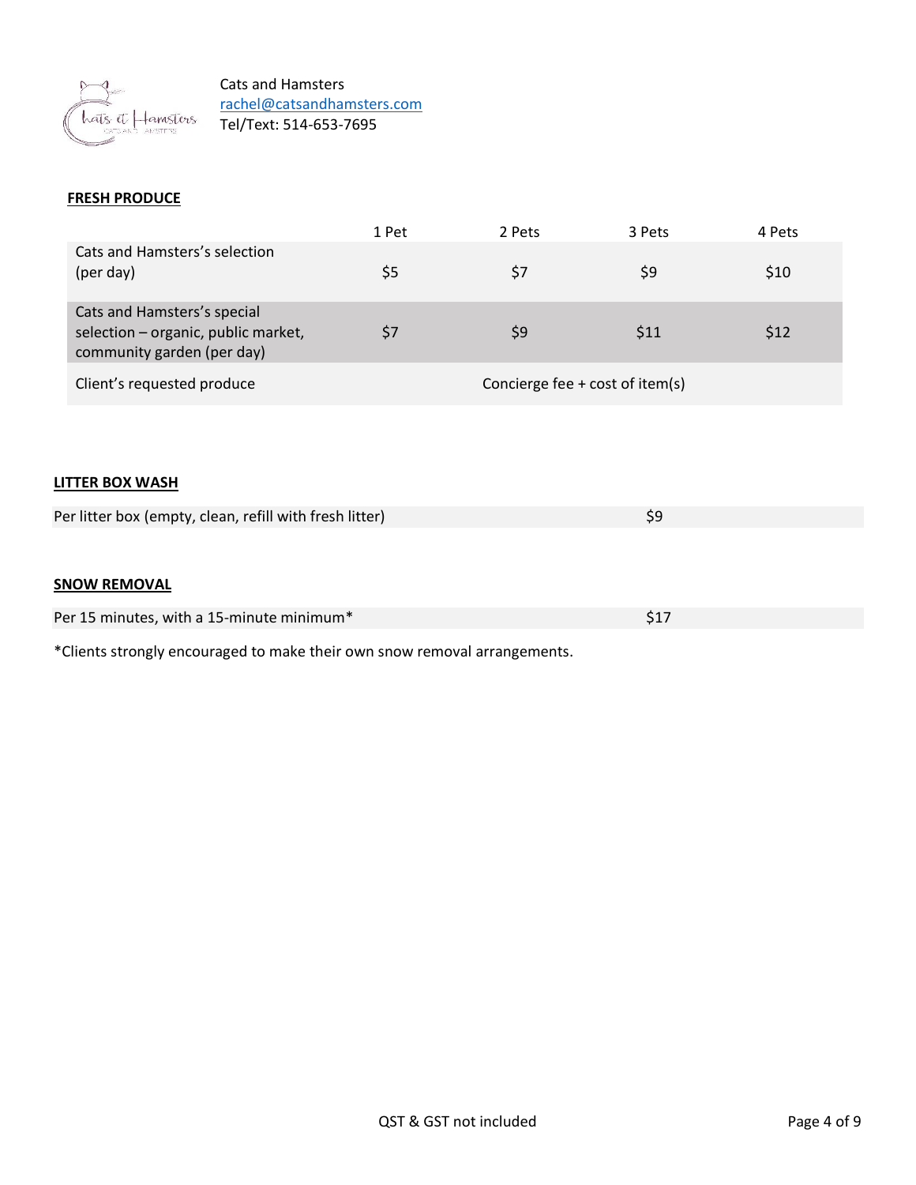Cats and Hamsters
rachel@catsandhamsters.com
Tel/Text: 514-653-7695

**FRESH PRODUCE**

| | 1 Pet | 2 Pets | 3 Pets | 4 Pets |
|---|---|---|---|---|
| Cats and Hamsters's selection (per day) | $5 | $7 | $9 | $10 |
| Cats and Hamsters's special selection – organic, public market, community garden (per day) | $7 | $9 | $11 | $12 |
| Client's requested produce | Concierge fee + cost of item(s) | | | |

**LITTER BOX WASH**

| | |
|---|---|
| Per litter box (empty, clean, refill with fresh litter) | $9 |

**SNOW REMOVAL**

| | |
|---|---|
| Per 15 minutes, with a 15-minute minimum* | $17 |

*Clients strongly encouraged to make their own snow removal arrangements.

QST & GST not included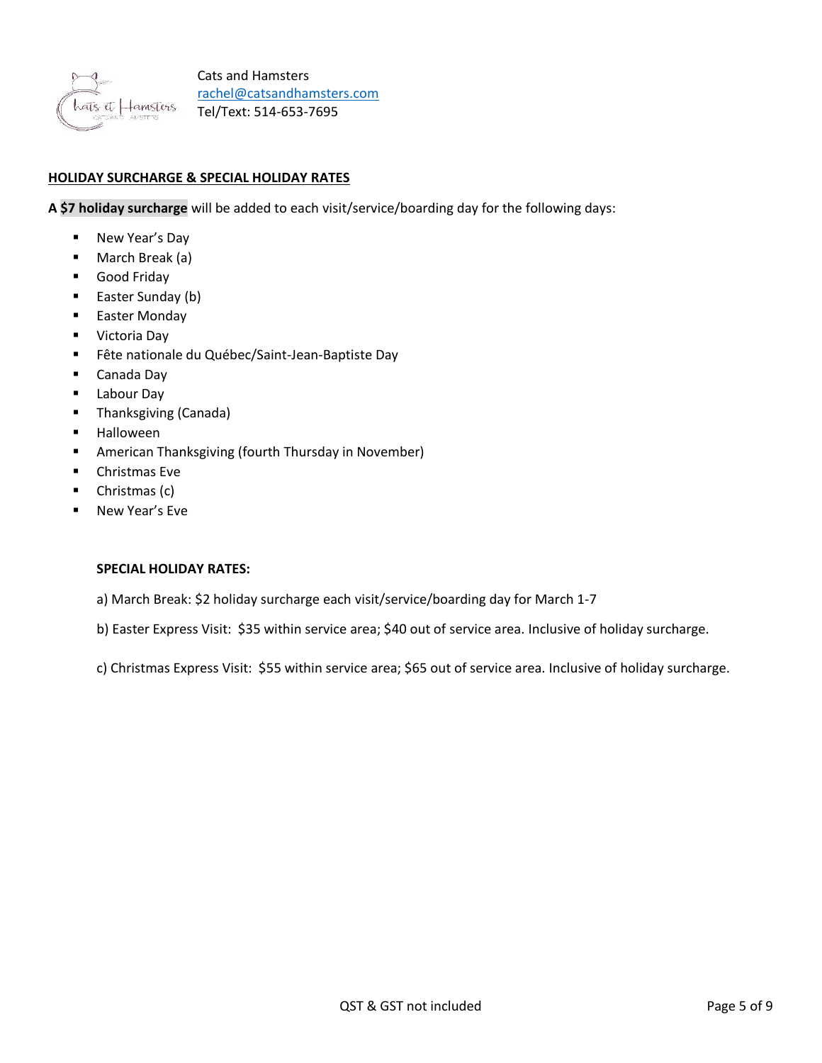Cats and Hamsters
rachel@catsandhamsters.com
Tel/Text: 514-653-7695

## HOLIDAY SURCHARGE & SPECIAL HOLIDAY RATES

**A $7 holiday surcharge** will be added to each visit/service/boarding day for the following days:

- New Year's Day
- March Break (a)
- Good Friday
- Easter Sunday (b)
- Easter Monday
- Victoria Day
- Fête nationale du Québec/Saint-Jean-Baptiste Day
- Canada Day
- Labour Day
- Thanksgiving (Canada)
- Halloween
- American Thanksgiving (fourth Thursday in November)
- Christmas Eve
- Christmas (c)
- New Year's Eve

### SPECIAL HOLIDAY RATES:

a) March Break: $2 holiday surcharge each visit/service/boarding day for March 1-7

b) Easter Express Visit: $35 within service area; $40 out of service area. Inclusive of holiday surcharge.

c) Christmas Express Visit: $55 within service area; $65 out of service area. Inclusive of holiday surcharge.

QST & GST not included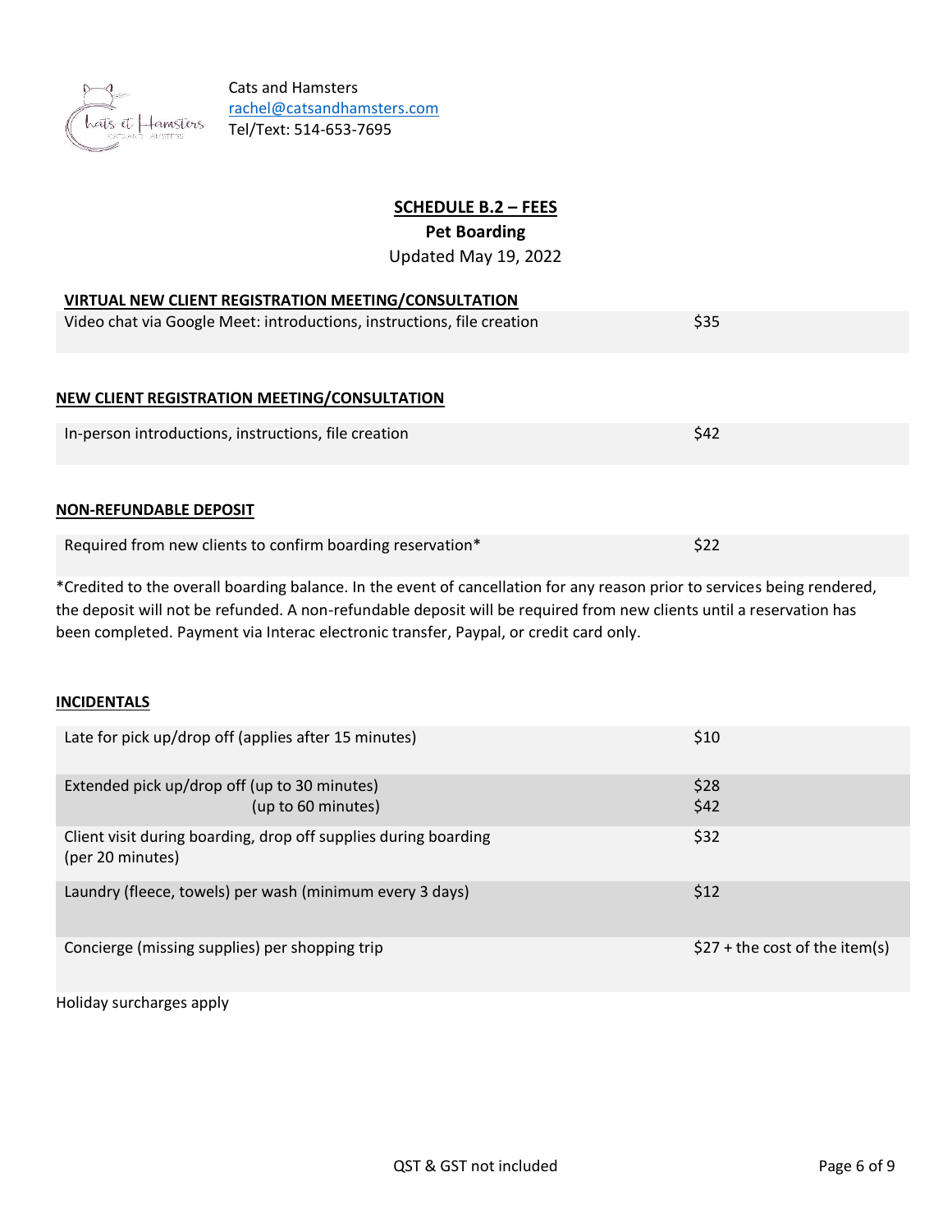Cats and Hamsters
rachel@catsandhamsters.com
Tel/Text: 514-653-7695

## SCHEDULE B.2 – FEES

**Pet Boarding**

Updated May 19, 2022

### VIRTUAL NEW CLIENT REGISTRATION MEETING/CONSULTATION

| | |
|---|---|
| Video chat via Google Meet: introductions, instructions, file creation | $35 |

### NEW CLIENT REGISTRATION MEETING/CONSULTATION

| | |
|---|---|
| In-person introductions, instructions, file creation | $42 |

### NON-REFUNDABLE DEPOSIT

| | |
|---|---|
| Required from new clients to confirm boarding reservation* | $22 |

*Credited to the overall boarding balance. In the event of cancellation for any reason prior to services being rendered, the deposit will not be refunded. A non-refundable deposit will be required from new clients until a reservation has been completed. Payment via Interac electronic transfer, Paypal, or credit card only.

### INCIDENTALS

| | |
|---|---|
| Late for pick up/drop off (applies after 15 minutes) | $10 |
| Extended pick up/drop off (up to 30 minutes)<br>(up to 60 minutes) | $28<br>$42 |
| Client visit during boarding, drop off supplies during boarding (per 20 minutes) | $32 |
| Laundry (fleece, towels) per wash (minimum every 3 days) | $12 |
| Concierge (missing supplies) per shopping trip | $27 + the cost of the item(s) |

Holiday surcharges apply

QST & GST not included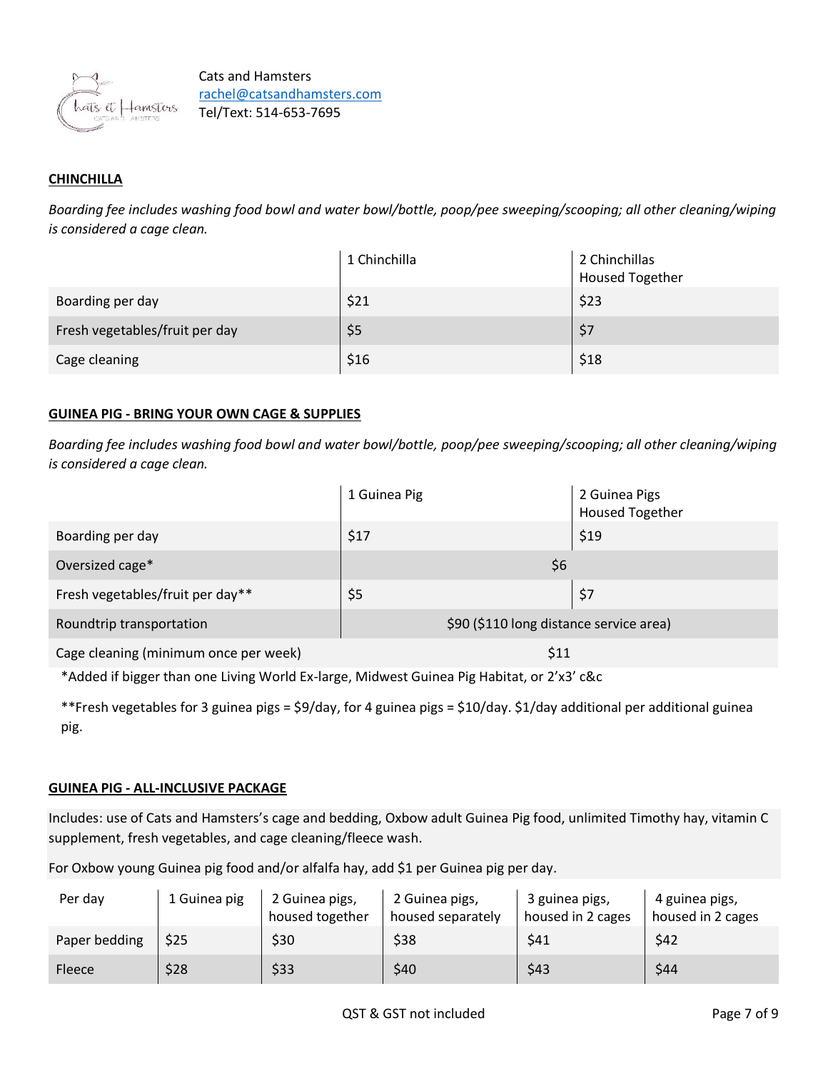Cats and Hamsters
rachel@catsandhamsters.com
Tel/Text: 514-653-7695

## CHINCHILLA

*Boarding fee includes washing food bowl and water bowl/bottle, poop/pee sweeping/scooping; all other cleaning/wiping is considered a cage clean.*

| | 1 Chinchilla | 2 Chinchillas Housed Together |
|---|---|---|
| Boarding per day | $21 | $23 |
| Fresh vegetables/fruit per day | $5 | $7 |
| Cage cleaning | $16 | $18 |

## GUINEA PIG - BRING YOUR OWN CAGE & SUPPLIES

*Boarding fee includes washing food bowl and water bowl/bottle, poop/pee sweeping/scooping; all other cleaning/wiping is considered a cage clean.*

| | 1 Guinea Pig | 2 Guinea Pigs Housed Together |
|---|---|---|
| Boarding per day | $17 | $19 |
| Oversized cage* | $6 | |
| Fresh vegetables/fruit per day** | $5 | $7 |
| Roundtrip transportation | $90 ($110 long distance service area) | |
| Cage cleaning (minimum once per week) | $11 | |

*Added if bigger than one Living World Ex-large, Midwest Guinea Pig Habitat, or 2'x3' c&c

**Fresh vegetables for 3 guinea pigs = $9/day, for 4 guinea pigs = $10/day. $1/day additional per additional guinea pig.

## GUINEA PIG - ALL-INCLUSIVE PACKAGE

Includes: use of Cats and Hamsters's cage and bedding, Oxbow adult Guinea Pig food, unlimited Timothy hay, vitamin C supplement, fresh vegetables, and cage cleaning/fleece wash.

For Oxbow young Guinea pig food and/or alfalfa hay, add $1 per Guinea pig per day.

| Per day | 1 Guinea pig | 2 Guinea pigs, housed together | 2 Guinea pigs, housed separately | 3 guinea pigs, housed in 2 cages | 4 guinea pigs, housed in 2 cages |
|---|---|---|---|---|---|
| Paper bedding | $25 | $30 | $38 | $41 | $42 |
| Fleece | $28 | $33 | $40 | $43 | $44 |

QST & GST not included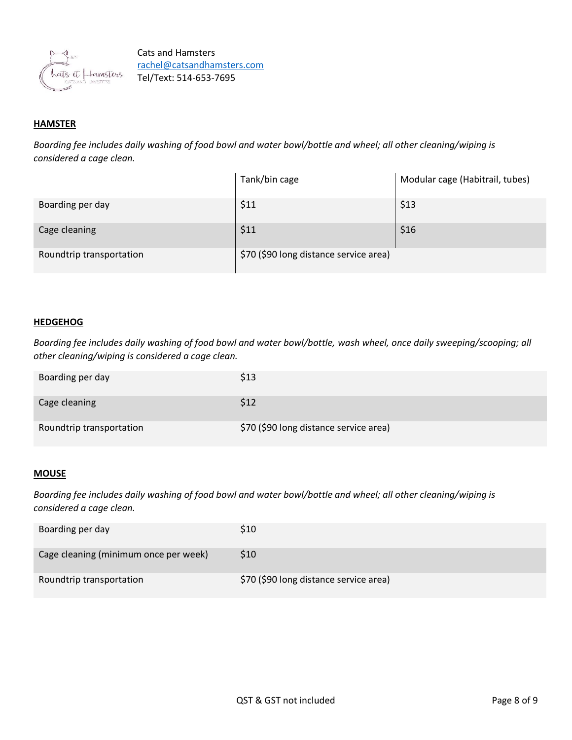Cats and Hamsters
rachel@catsandhamsters.com
Tel/Text: 514-653-7695

**HAMSTER**

*Boarding fee includes daily washing of food bowl and water bowl/bottle and wheel; all other cleaning/wiping is considered a cage clean.*

| | Tank/bin cage | Modular cage (Habitrail, tubes) |
|---|---|---|
| Boarding per day | $11 | $13 |
| Cage cleaning | $11 | $16 |
| Roundtrip transportation | $70 ($90 long distance service area) | |

**HEDGEHOG**

*Boarding fee includes daily washing of food bowl and water bowl/bottle, wash wheel, once daily sweeping/scooping; all other cleaning/wiping is considered a cage clean.*

| | |
|---|---|
| Boarding per day | $13 |
| Cage cleaning | $12 |
| Roundtrip transportation | $70 ($90 long distance service area) |

**MOUSE**

*Boarding fee includes daily washing of food bowl and water bowl/bottle and wheel; all other cleaning/wiping is considered a cage clean.*

| | |
|---|---|
| Boarding per day | $10 |
| Cage cleaning (minimum once per week) | $10 |
| Roundtrip transportation | $70 ($90 long distance service area) |

QST & GST not included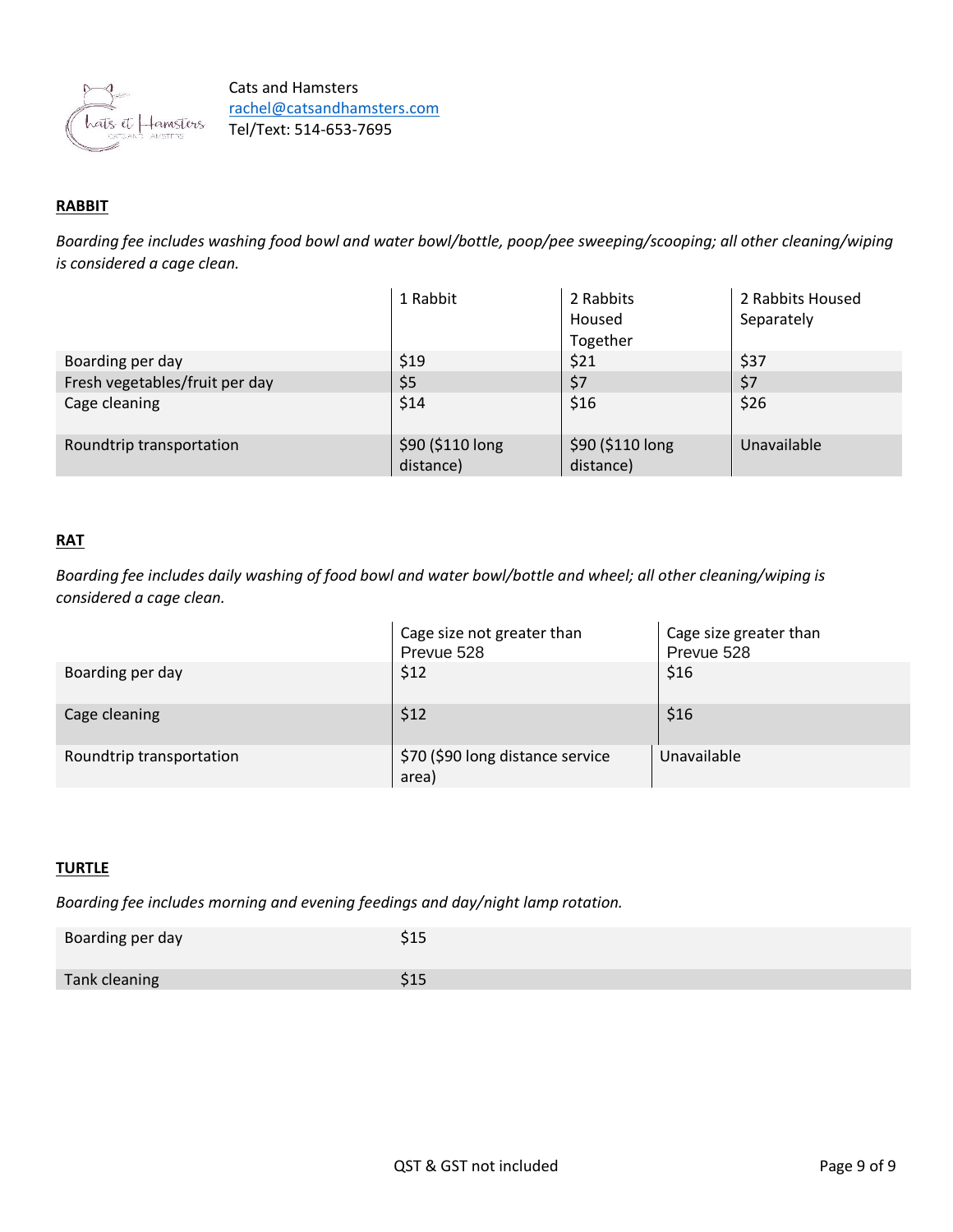Cats and Hamsters
rachel@catsandhamsters.com
Tel/Text: 514-653-7695

**RABBIT**

*Boarding fee includes washing food bowl and water bowl/bottle, poop/pee sweeping/scooping; all other cleaning/wiping is considered a cage clean.*

| | 1 Rabbit | 2 Rabbits Housed Together | 2 Rabbits Housed Separately |
|---|---|---|---|
| Boarding per day | $19 | $21 | $37 |
| Fresh vegetables/fruit per day | $5 | $7 | $7 |
| Cage cleaning | $14 | $16 | $26 |
| Roundtrip transportation | $90 ($110 long distance) | $90 ($110 long distance) | Unavailable |

**RAT**

*Boarding fee includes daily washing of food bowl and water bowl/bottle and wheel; all other cleaning/wiping is considered a cage clean.*

| | Cage size not greater than Prevue 528 | Cage size greater than Prevue 528 |
|---|---|---|
| Boarding per day | $12 | $16 |
| Cage cleaning | $12 | $16 |
| Roundtrip transportation | $70 ($90 long distance service area) | Unavailable |

**TURTLE**

*Boarding fee includes morning and evening feedings and day/night lamp rotation.*

| | |
|---|---|
| Boarding per day | $15 |
| Tank cleaning | $15 |

QST & GST not included